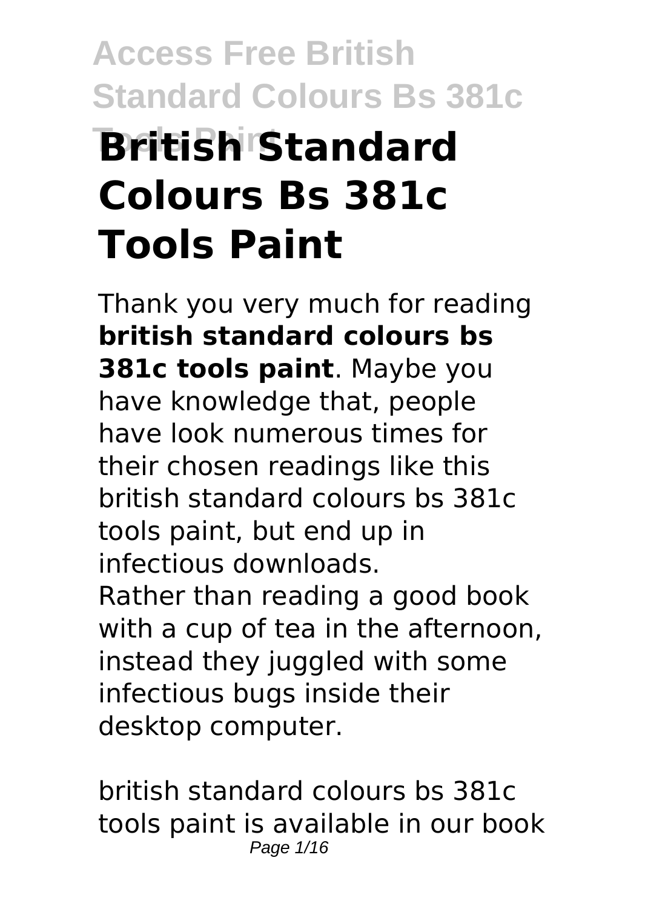# British Standard Colours Bs 381c Tools Paint

Thank you very much for reading **british standard colours bs 381c tools paint**. Maybe you have knowledge that, people have look numerous times for their chosen readings like this british standard colours bs 381c tools paint, but end up in infectious downloads.

Rather than reading a good book with a cup of tea in the afternoon, instead they juggled with some infectious bugs inside their desktop computer.

british standard colours bs 381c tools paint is available in our book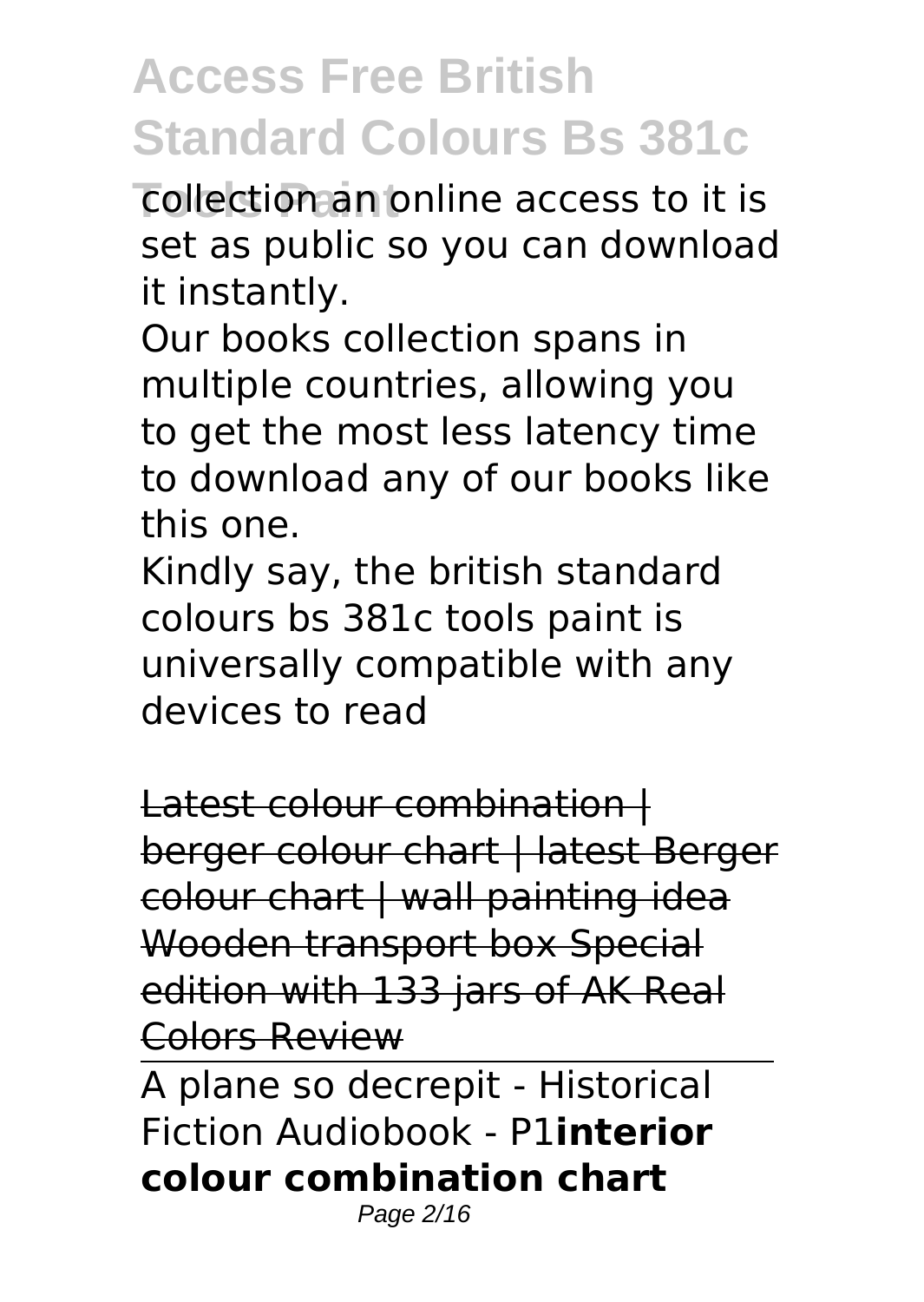collection an online access to it is set as public so you can download it instantly.

Our books collection spans in multiple countries, allowing you to get the most less latency time to download any of our books like this one.

Kindly say, the british standard colours bs 381c tools paint is universally compatible with any devices to read

~~Latest colour combination | berger colour chart | latest Berger colour chart | wall painting idea~~
~~Wooden transport box Special edition with 133 jars of AK Real Colors Review~~

A plane so decrepit - Historical Fiction Audiobook - P1**interior colour combination chart**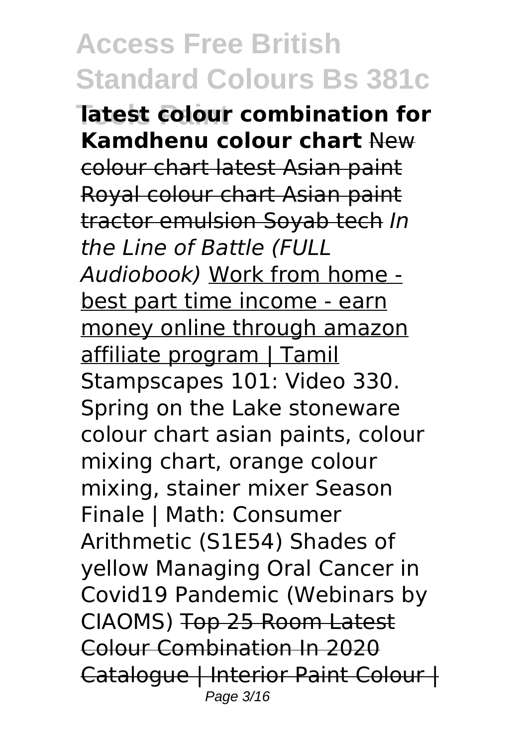**latest colour combination for Kamdhenu colour chart** ~~New colour chart latest Asian paint Royal colour chart Asian paint tractor emulsion Soyab tech~~ *In the Line of Battle (FULL Audiobook)* Work from home - best part time income - earn money online through amazon affiliate program | Tamil Stampscapes 101: Video 330. Spring on the Lake stoneware colour chart asian paints, colour mixing chart, orange colour mixing, stainer mixer Season Finale | Math: Consumer Arithmetic (S1E54) Shades of yellow Managing Oral Cancer in Covid19 Pandemic (Webinars by CIAOMS) ~~Top 25 Room Latest Colour Combination In 2020 Catalogue | Interior Paint Colour |~~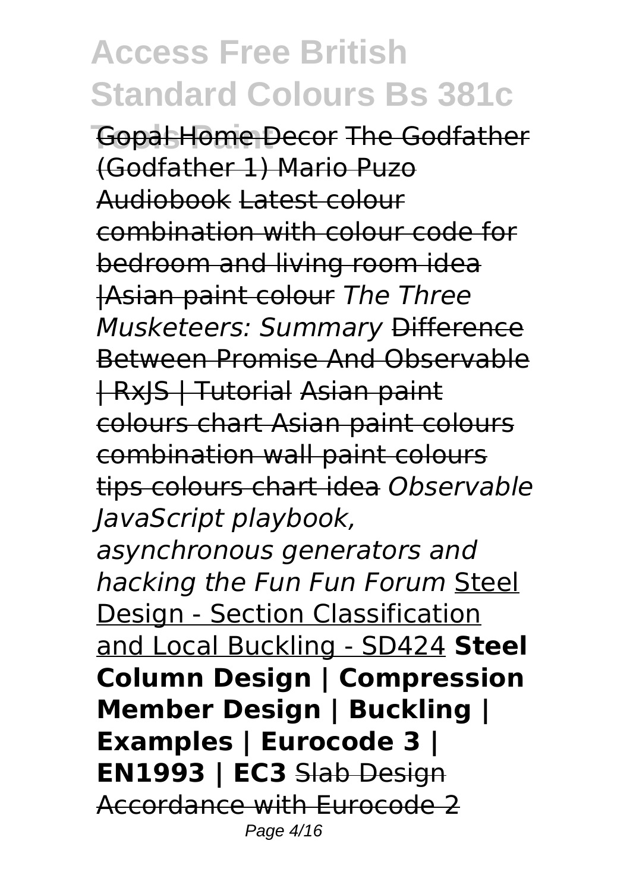Gopal Home Decor The Godfather (Godfather 1) Mario Puzo Audiobook Latest colour combination with colour code for bedroom and living room idea |Asian paint colour *The Three Musketeers: Summary* Difference Between Promise And Observable | RxJS | Tutorial Asian paint colours chart Asian paint colours combination wall paint colours tips colours chart idea *Observable JavaScript playbook, asynchronous generators and hacking the Fun Fun Forum* Steel Design - Section Classification and Local Buckling - SD424 **Steel Column Design | Compression Member Design | Buckling | Examples | Eurocode 3 | EN1993 | EC3** Slab Design Accordance with Eurocode 2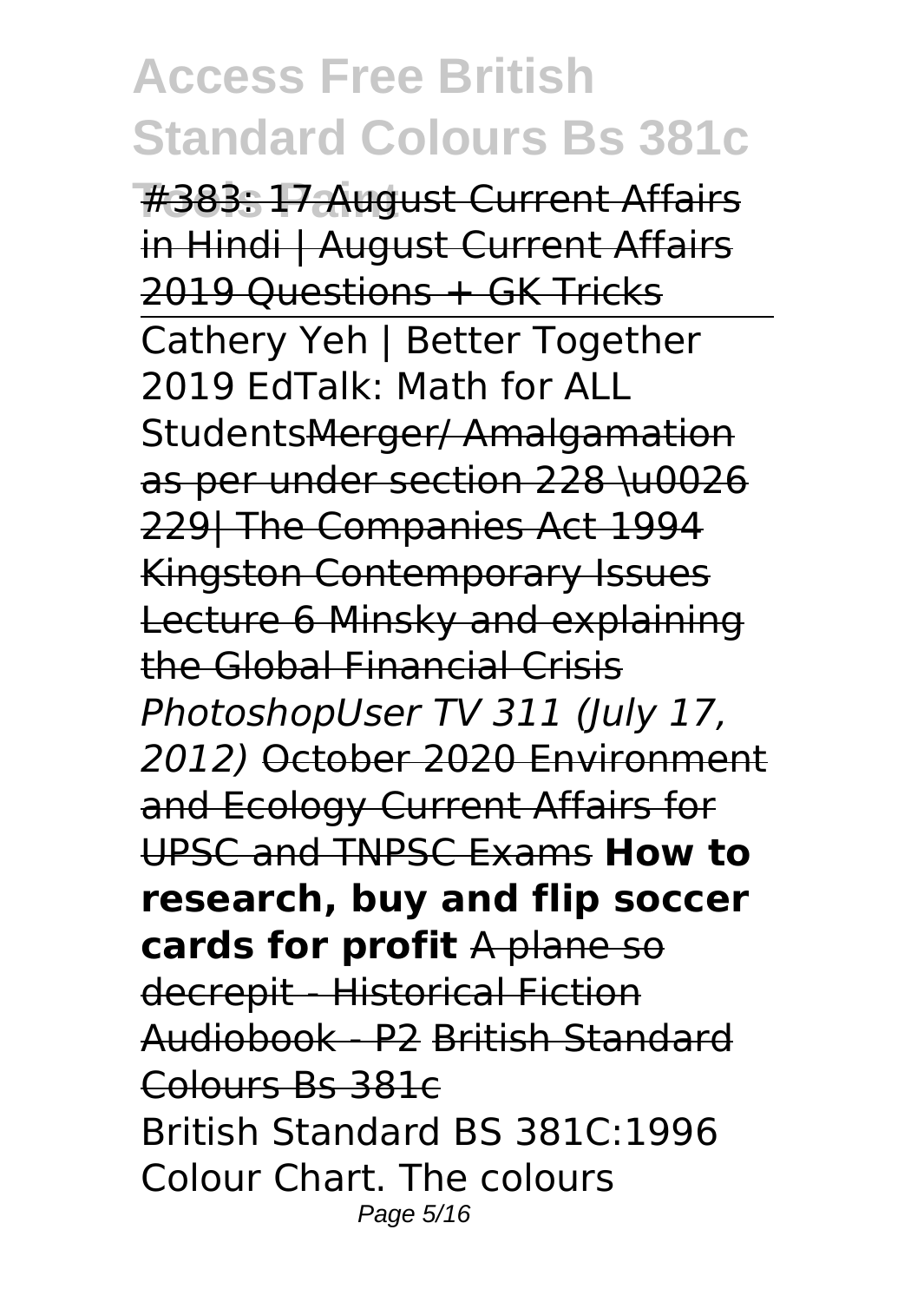~~#383: 17 August Current Affairs in Hindi | August Current Affairs 2019 Questions + GK Tricks~~

Cathery Yeh | Better Together 2019 EdTalk: Math for ALL Students~~Merger/ Amalgamation as per under section 228 \u0026 229| The Companies Act 1994~~ ~~Kingston Contemporary Issues Lecture 6 Minsky and explaining the Global Financial Crisis~~ *PhotoshopUser TV 311 (July 17, 2012)* ~~October 2020 Environment and Ecology Current Affairs for UPSC and TNPSC Exams~~ **How to research, buy and flip soccer cards for profit** ~~A plane so decrepit - Historical Fiction Audiobook - P2~~ ~~British Standard Colours Bs 381c~~

British Standard BS 381C:1996 Colour Chart. The colours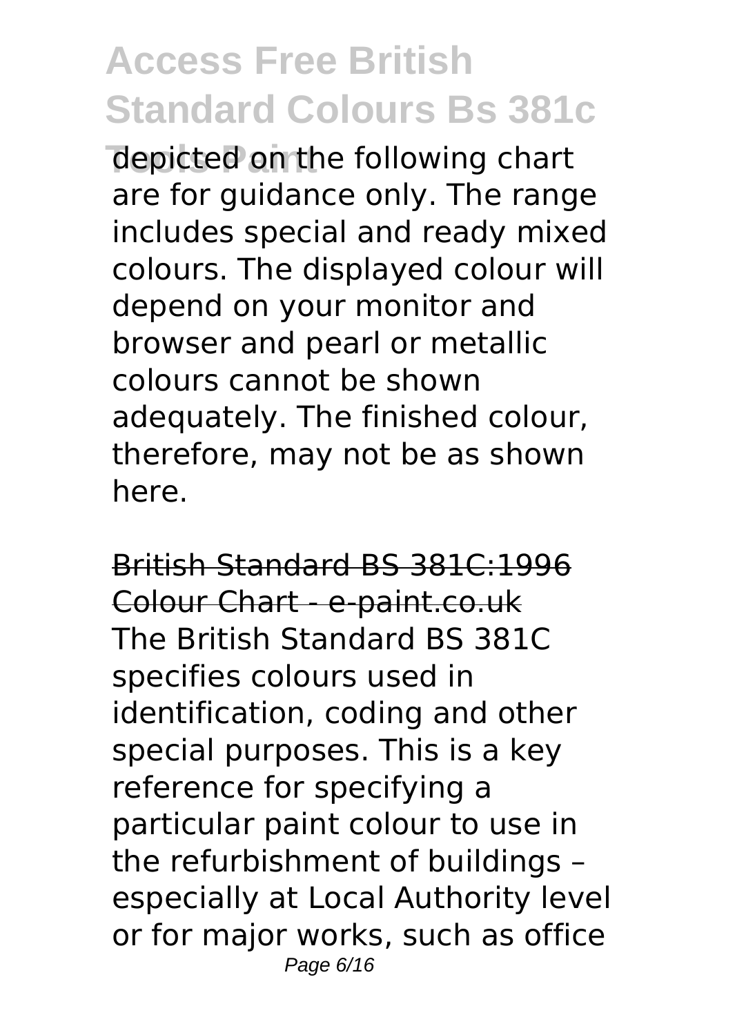depicted on the following chart are for guidance only. The range includes special and ready mixed colours. The displayed colour will depend on your monitor and browser and pearl or metallic colours cannot be shown adequately. The finished colour, therefore, may not be as shown here.

British Standard BS 381C:1996 Colour Chart - e-paint.co.uk

The British Standard BS 381C specifies colours used in identification, coding and other special purposes. This is a key reference for specifying a particular paint colour to use in the refurbishment of buildings – especially at Local Authority level or for major works, such as office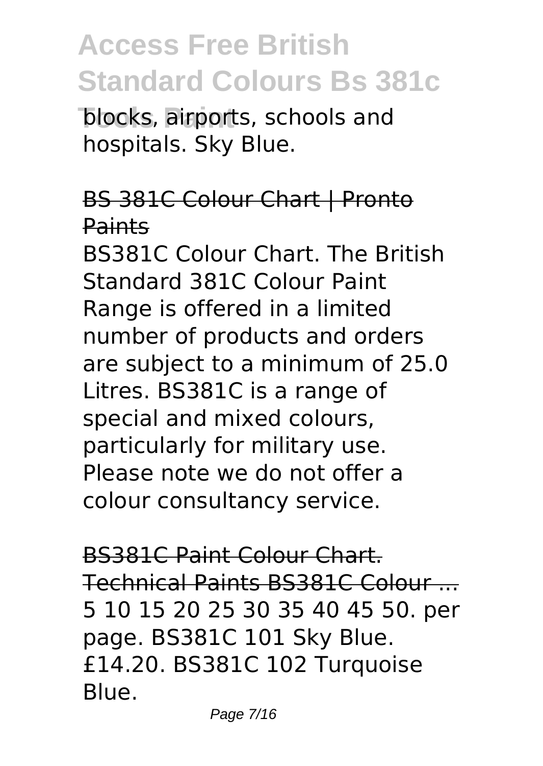blocks, airports, schools and hospitals. Sky Blue.

BS 381C Colour Chart | Pronto Paints

BS381C Colour Chart. The British Standard 381C Colour Paint Range is offered in a limited number of products and orders are subject to a minimum of 25.0 Litres. BS381C is a range of special and mixed colours, particularly for military use. Please note we do not offer a colour consultancy service.

BS381C Paint Colour Chart. Technical Paints BS381C Colour ...

5 10 15 20 25 30 35 40 45 50. per page. BS381C 101 Sky Blue. £14.20. BS381C 102 Turquoise Blue.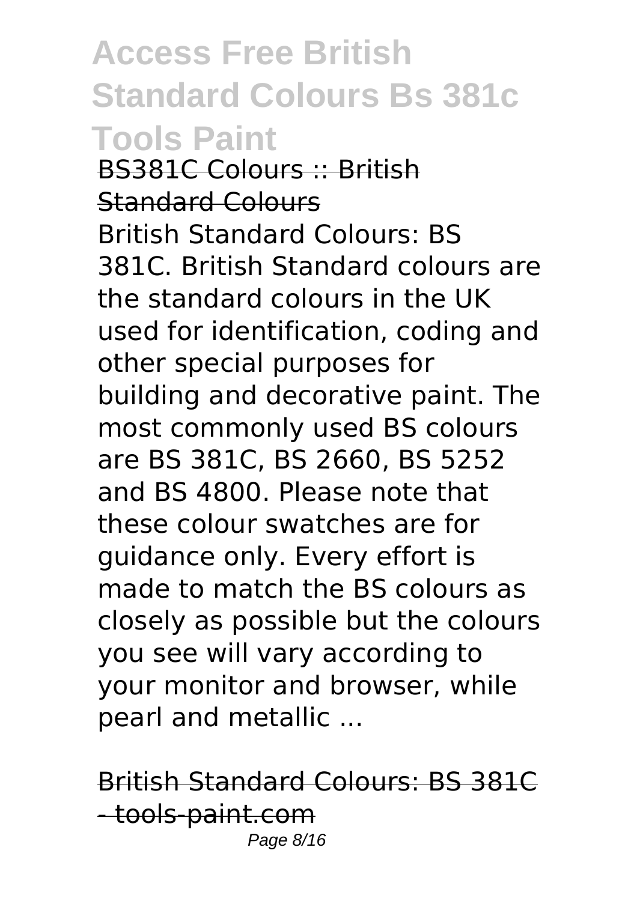BS381C Colours :: British Standard Colours

British Standard Colours: BS 381C. British Standard colours are the standard colours in the UK used for identification, coding and other special purposes for building and decorative paint. The most commonly used BS colours are BS 381C, BS 2660, BS 5252 and BS 4800. Please note that these colour swatches are for guidance only. Every effort is made to match the BS colours as closely as possible but the colours you see will vary according to your monitor and browser, while pearl and metallic ...

British Standard Colours: BS 381C - tools-paint.com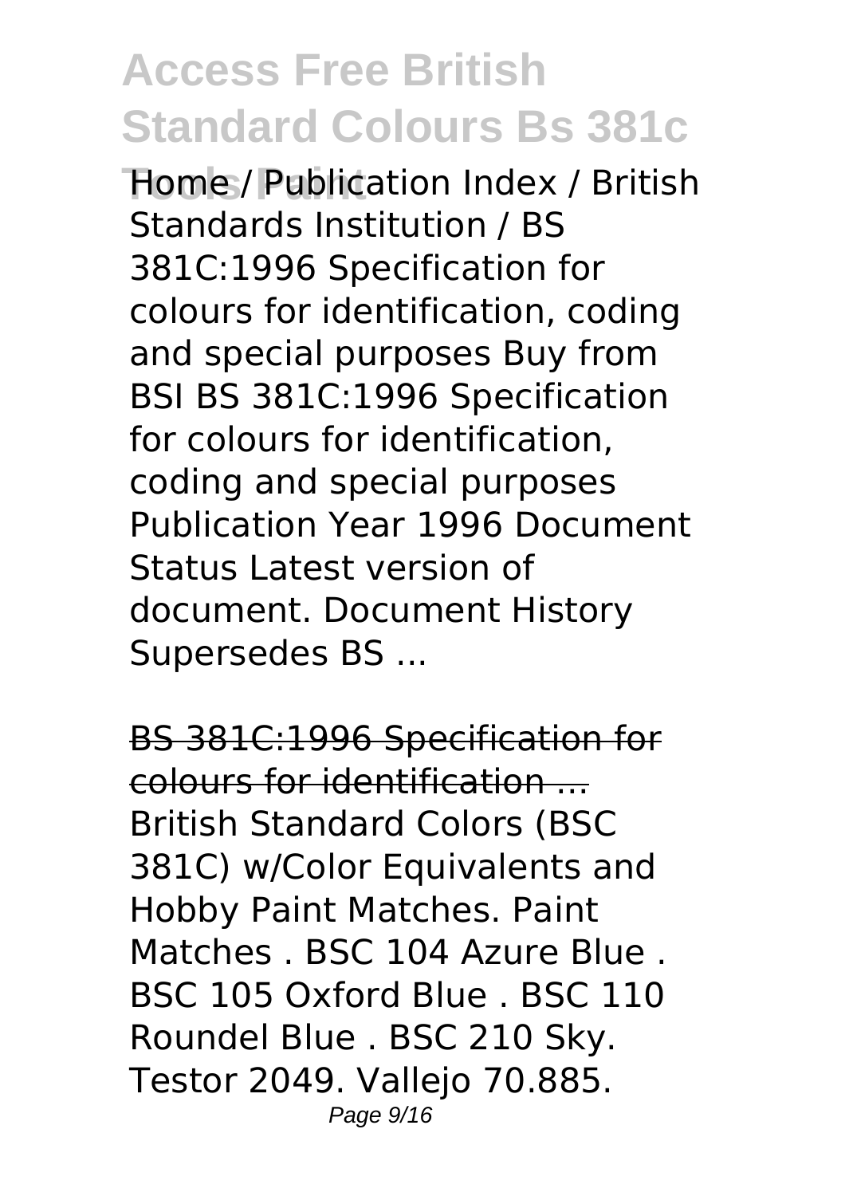Home / Publication Index / British Standards Institution / BS 381C:1996 Specification for colours for identification, coding and special purposes Buy from BSI BS 381C:1996 Specification for colours for identification, coding and special purposes Publication Year 1996 Document Status Latest version of document. Document History Supersedes BS ...

BS 381C:1996 Specification for colours for identification ...

British Standard Colors (BSC 381C) w/Color Equivalents and Hobby Paint Matches. Paint Matches . BSC 104 Azure Blue . BSC 105 Oxford Blue . BSC 110 Roundel Blue . BSC 210 Sky. Testor 2049. Vallejo 70.885.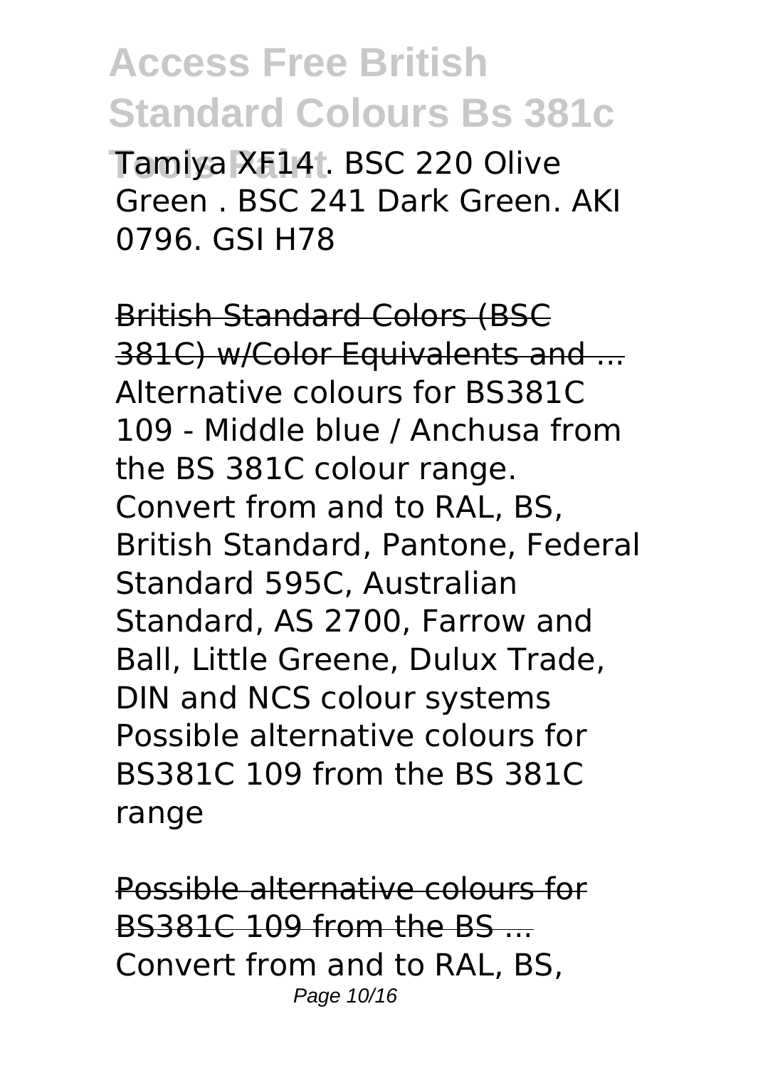Tamiya XF14 . BSC 220 Olive Green . BSC 241 Dark Green. AKI 0796. GSI H78

British Standard Colors (BSC 381C) w/Color Equivalents and ...

Alternative colours for BS381C 109 - Middle blue / Anchusa from the BS 381C colour range. Convert from and to RAL, BS, British Standard, Pantone, Federal Standard 595C, Australian Standard, AS 2700, Farrow and Ball, Little Greene, Dulux Trade, DIN and NCS colour systems Possible alternative colours for BS381C 109 from the BS 381C range

Possible alternative colours for BS381C 109 from the BS ...

Convert from and to RAL, BS,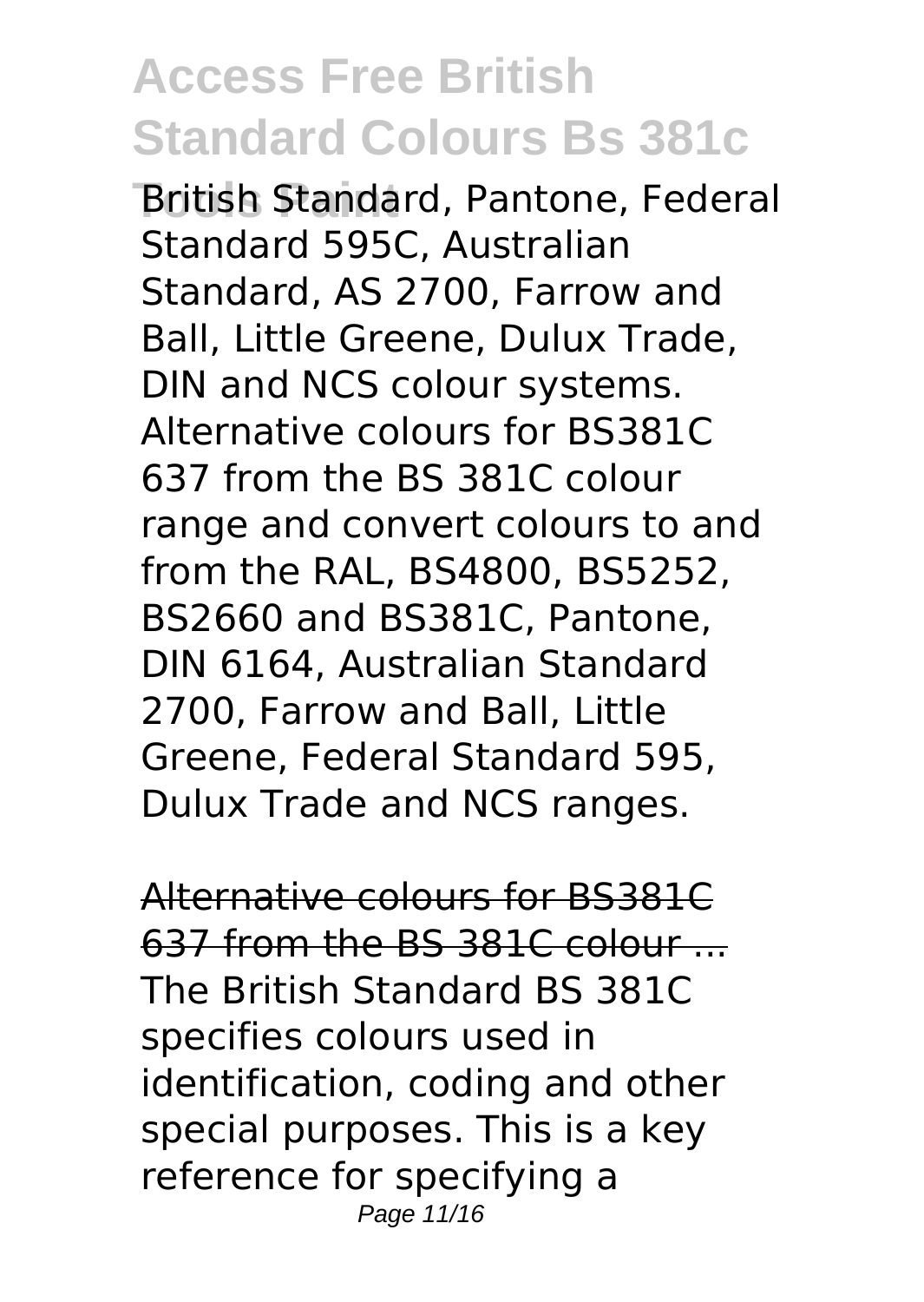British Standard, Pantone, Federal Standard 595C, Australian Standard, AS 2700, Farrow and Ball, Little Greene, Dulux Trade, DIN and NCS colour systems. Alternative colours for BS381C 637 from the BS 381C colour range and convert colours to and from the RAL, BS4800, BS5252, BS2660 and BS381C, Pantone, DIN 6164, Australian Standard 2700, Farrow and Ball, Little Greene, Federal Standard 595, Dulux Trade and NCS ranges.

Alternative colours for BS381C 637 from the BS 381C colour ...

The British Standard BS 381C specifies colours used in identification, coding and other special purposes. This is a key reference for specifying a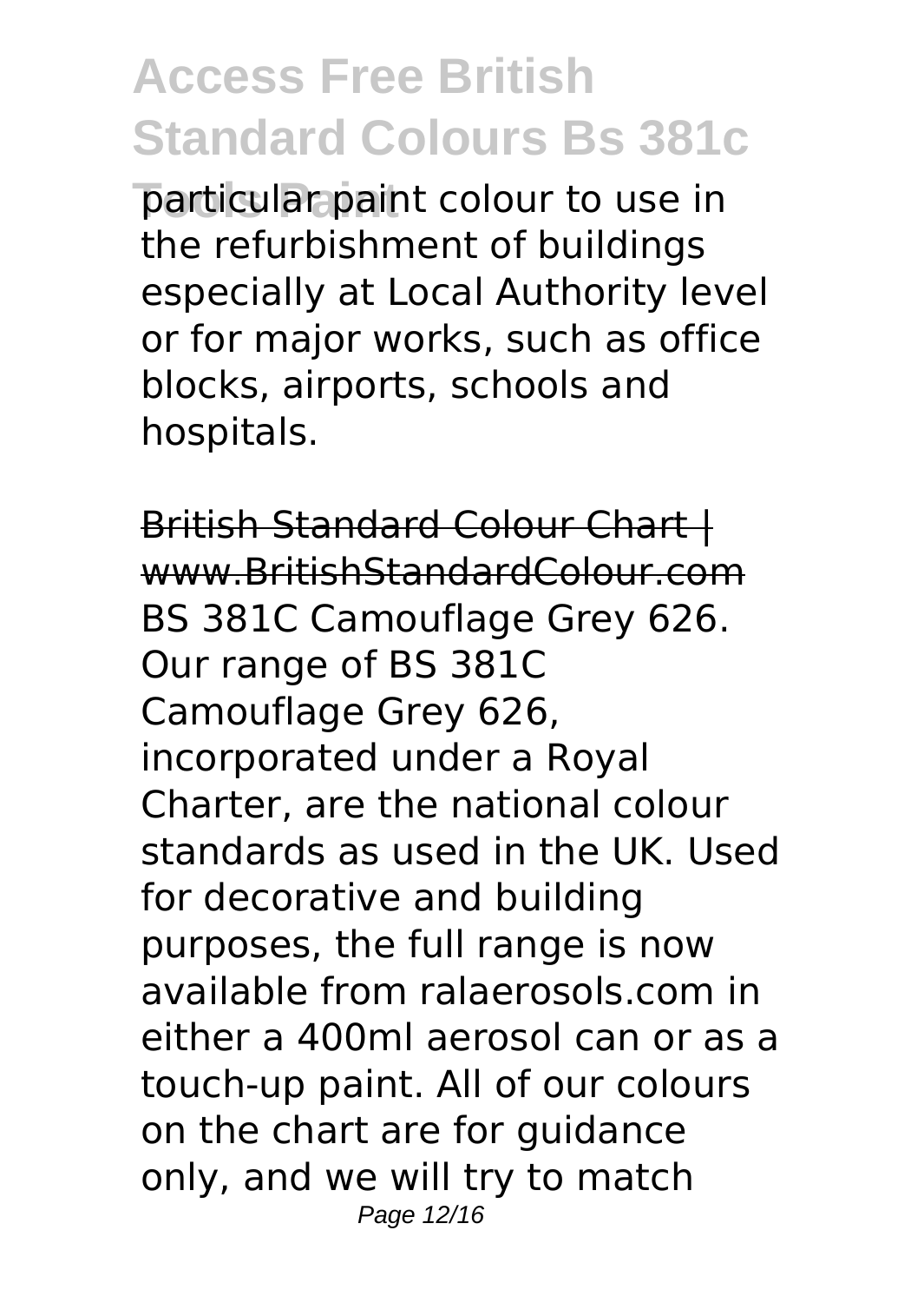particular paint colour to use in the refurbishment of buildings especially at Local Authority level or for major works, such as office blocks, airports, schools and hospitals.

British Standard Colour Chart | www.BritishStandardColour.com

BS 381C Camouflage Grey 626. Our range of BS 381C Camouflage Grey 626, incorporated under a Royal Charter, are the national colour standards as used in the UK. Used for decorative and building purposes, the full range is now available from ralaerosols.com in either a 400ml aerosol can or as a touch-up paint. All of our colours on the chart are for guidance only, and we will try to match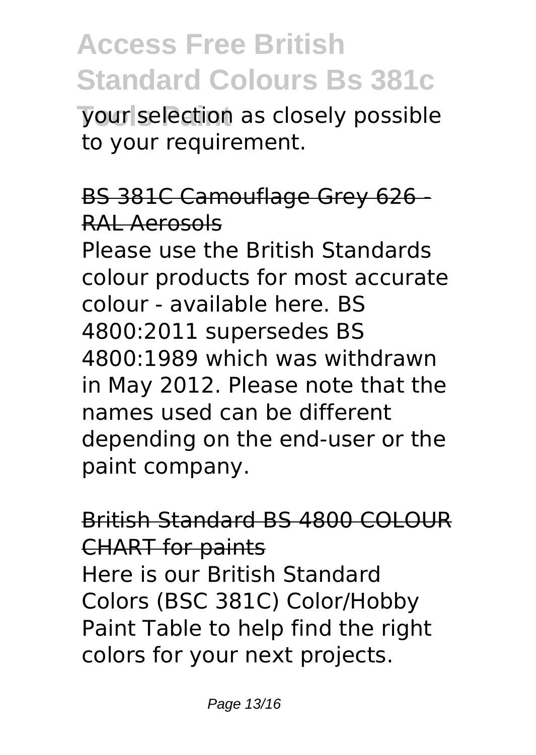your selection as closely possible to your requirement.

BS 381C Camouflage Grey 626 - RAL Aerosols

Please use the British Standards colour products for most accurate colour - available here. BS 4800:2011 supersedes BS 4800:1989 which was withdrawn in May 2012. Please note that the names used can be different depending on the end-user or the paint company.

British Standard BS 4800 COLOUR CHART for paints

Here is our British Standard Colors (BSC 381C) Color/Hobby Paint Table to help find the right colors for your next projects.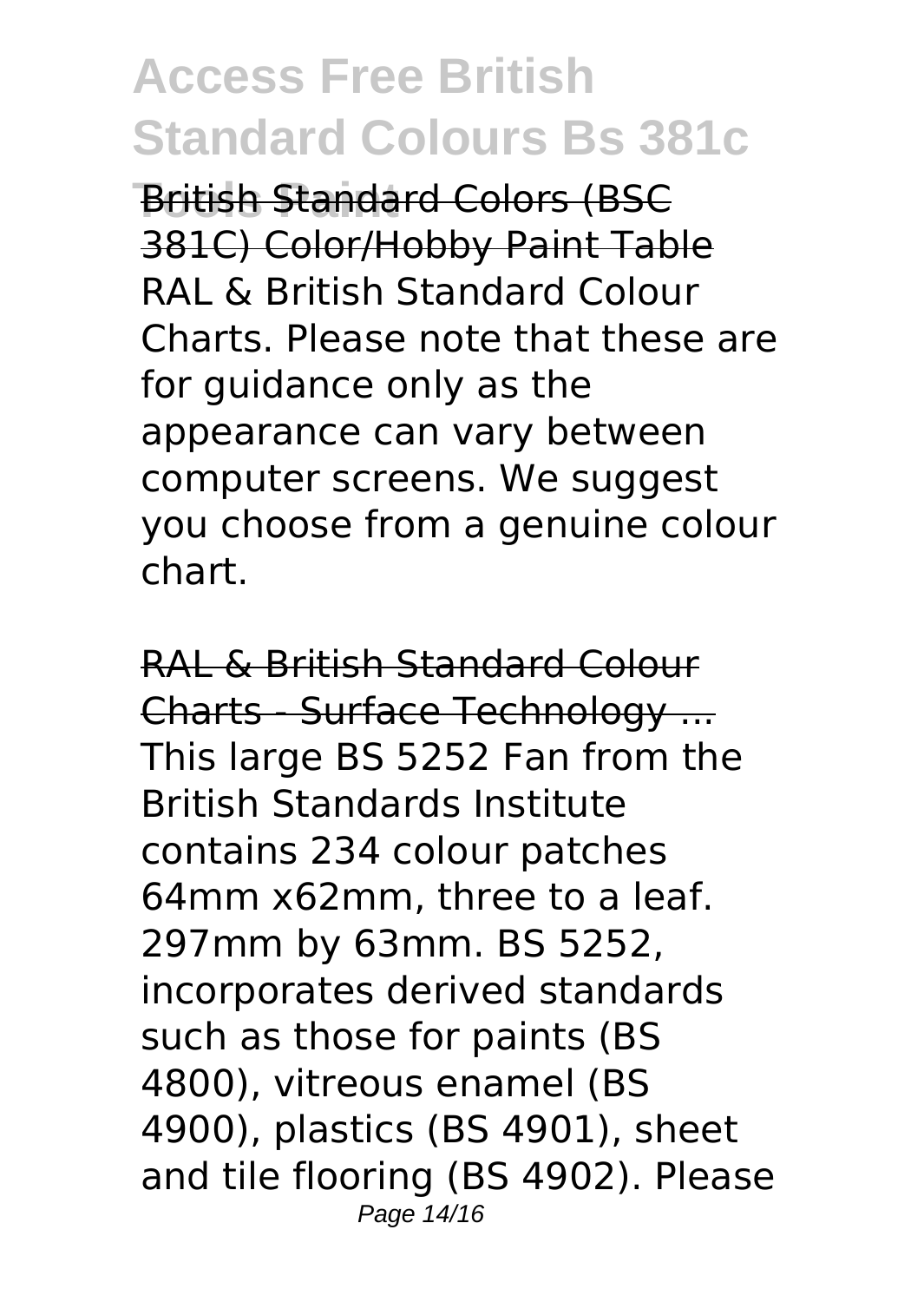British Standard Colors (BSC 381C) Color/Hobby Paint Table
RAL & British Standard Colour Charts. Please note that these are for guidance only as the appearance can vary between computer screens. We suggest you choose from a genuine colour chart.

RAL & British Standard Colour Charts - Surface Technology ...
This large BS 5252 Fan from the British Standards Institute contains 234 colour patches 64mm x62mm, three to a leaf. 297mm by 63mm. BS 5252, incorporates derived standards such as those for paints (BS 4800), vitreous enamel (BS 4900), plastics (BS 4901), sheet and tile flooring (BS 4902). Please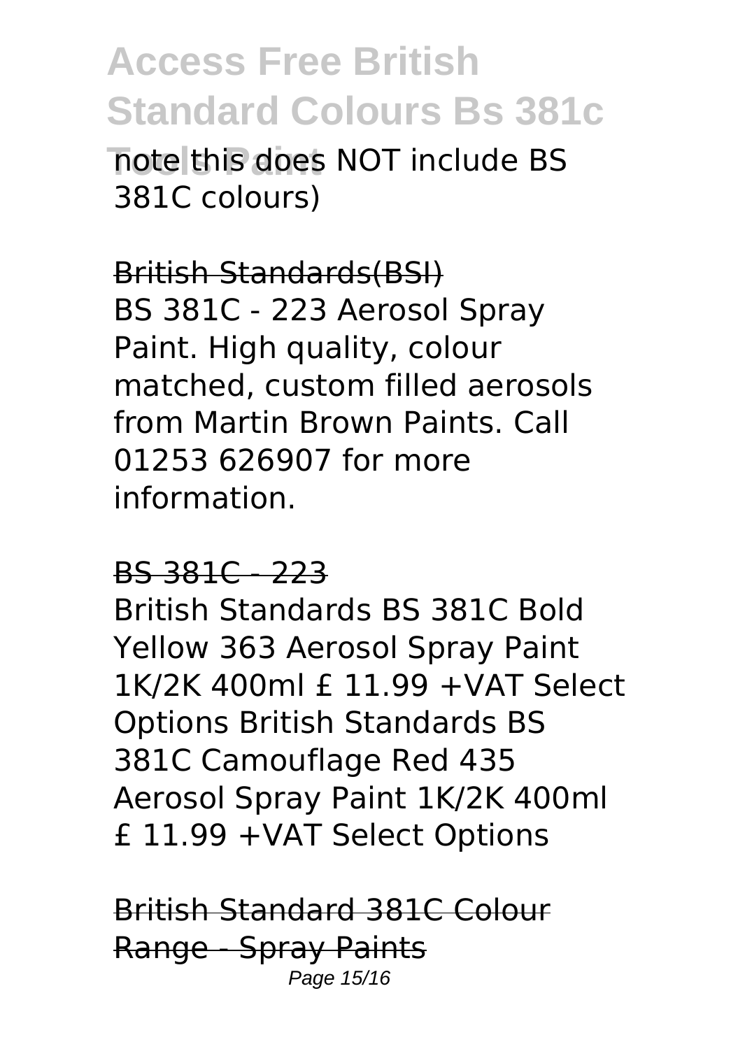note this does NOT include BS 381C colours)

British Standards(BSI)

BS 381C - 223 Aerosol Spray Paint. High quality, colour matched, custom filled aerosols from Martin Brown Paints. Call 01253 626907 for more information.

BS 381C - 223

British Standards BS 381C Bold Yellow 363 Aerosol Spray Paint 1K/2K 400ml £ 11.99 +VAT Select Options British Standards BS 381C Camouflage Red 435 Aerosol Spray Paint 1K/2K 400ml £ 11.99 +VAT Select Options

British Standard 381C Colour Range - Spray Paints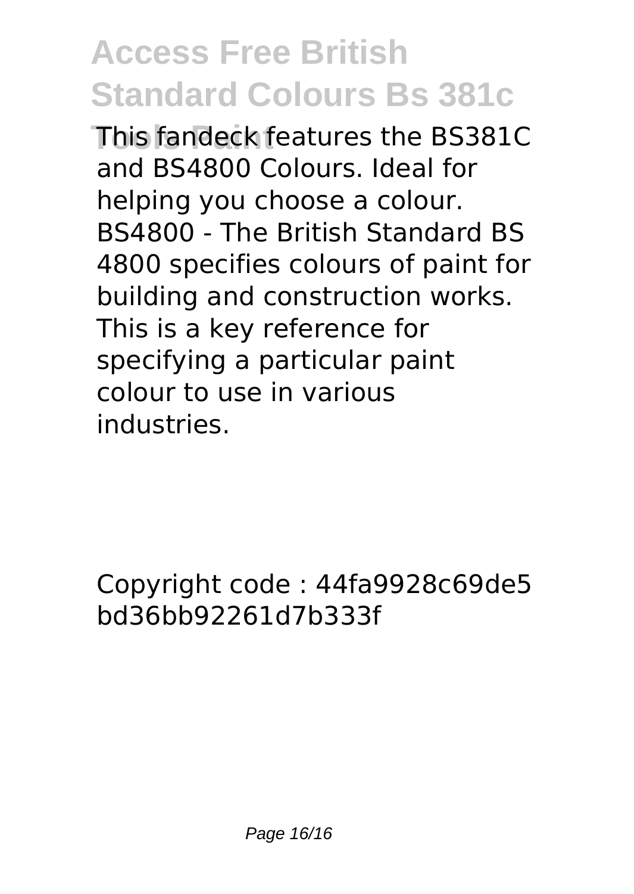This fandeck features the BS381C and BS4800 Colours. Ideal for helping you choose a colour. BS4800 - The British Standard BS 4800 specifies colours of paint for building and construction works. This is a key reference for specifying a particular paint colour to use in various industries.

Copyright code : 44fa9928c69de5bd36bb92261d7b333f